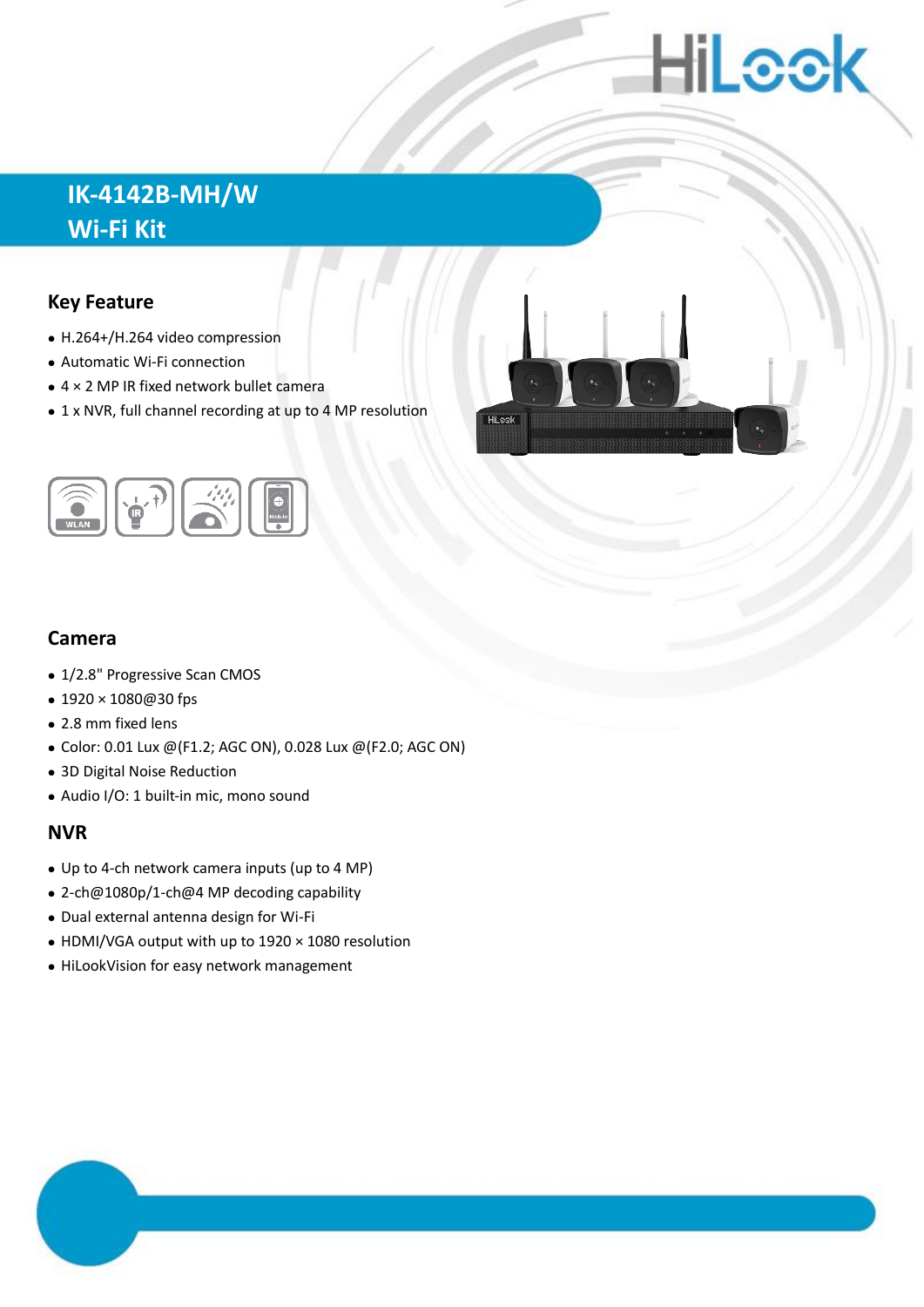# IK-4142B-MH/W
# Wi-Fi Kit

## Key Feature

- H.264+/H.264 video compression
- Automatic Wi-Fi connection
- 4 × 2 MP IR fixed network bullet camera
- 1 x NVR, full channel recording at up to 4 MP resolution

## Camera

- 1/2.8" Progressive Scan CMOS
- 1920 × 1080@30 fps
- 2.8 mm fixed lens
- Color: 0.01 Lux @(F1.2; AGC ON), 0.028 Lux @(F2.0; AGC ON)
- 3D Digital Noise Reduction
- Audio I/O: 1 built-in mic, mono sound

## NVR

- Up to 4-ch network camera inputs (up to 4 MP)
- 2-ch@1080p/1-ch@4 MP decoding capability
- Dual external antenna design for Wi-Fi
- HDMI/VGA output with up to 1920 × 1080 resolution
- HiLookVision for easy network management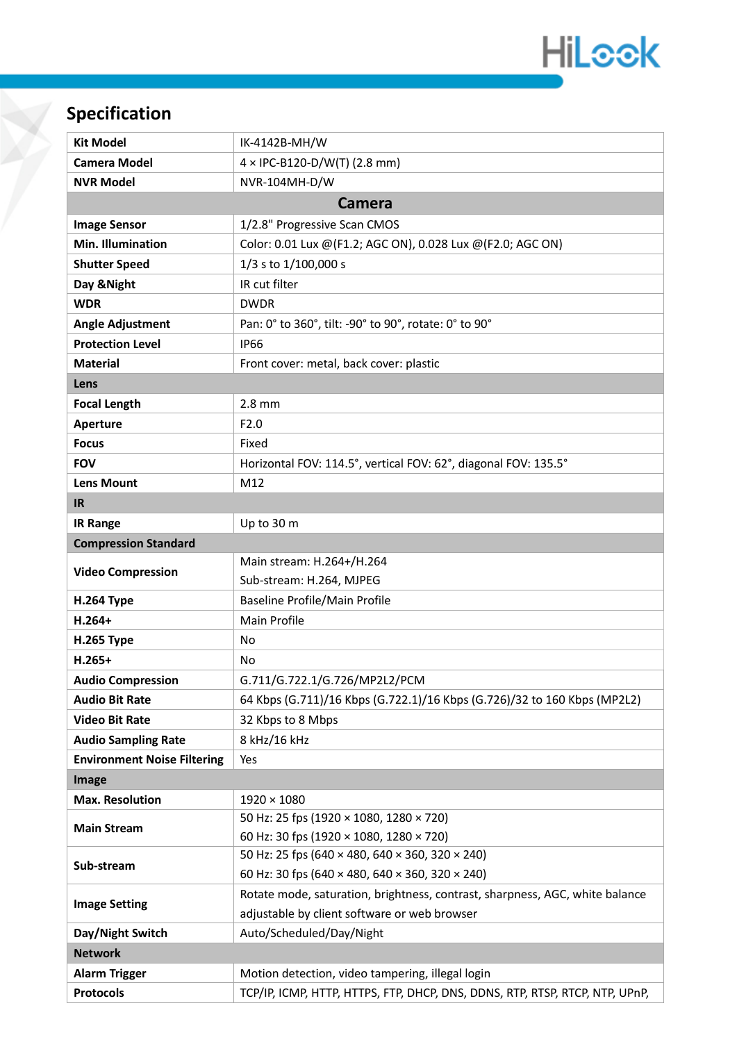## Specification

| Kit Model | IK-4142B-MH/W |
|---|---|
| **Camera Model** | 4 × IPC-B120-D/W(T) (2.8 mm) |
| **NVR Model** | NVR-104MH-D/W |
| **Camera** | |
| **Image Sensor** | 1/2.8" Progressive Scan CMOS |
| **Min. Illumination** | Color: 0.01 Lux @(F1.2; AGC ON), 0.028 Lux @(F2.0; AGC ON) |
| **Shutter Speed** | 1/3 s to 1/100,000 s |
| **Day &Night** | IR cut filter |
| **WDR** | DWDR |
| **Angle Adjustment** | Pan: 0° to 360°, tilt: -90° to 90°, rotate: 0° to 90° |
| **Protection Level** | IP66 |
| **Material** | Front cover: metal, back cover: plastic |
| **Lens** | |
| **Focal Length** | 2.8 mm |
| **Aperture** | F2.0 |
| **Focus** | Fixed |
| **FOV** | Horizontal FOV: 114.5°, vertical FOV: 62°, diagonal FOV: 135.5° |
| **Lens Mount** | M12 |
| **IR** | |
| **IR Range** | Up to 30 m |
| **Compression Standard** | |
| **Video Compression** | Main stream: H.264+/H.264<br>Sub-stream: H.264, MJPEG |
| **H.264 Type** | Baseline Profile/Main Profile |
| **H.264+** | Main Profile |
| **H.265 Type** | No |
| **H.265+** | No |
| **Audio Compression** | G.711/G.722.1/G.726/MP2L2/PCM |
| **Audio Bit Rate** | 64 Kbps (G.711)/16 Kbps (G.722.1)/16 Kbps (G.726)/32 to 160 Kbps (MP2L2) |
| **Video Bit Rate** | 32 Kbps to 8 Mbps |
| **Audio Sampling Rate** | 8 kHz/16 kHz |
| **Environment Noise Filtering** | Yes |
| **Image** | |
| **Max. Resolution** | 1920 × 1080 |
| **Main Stream** | 50 Hz: 25 fps (1920 × 1080, 1280 × 720)<br>60 Hz: 30 fps (1920 × 1080, 1280 × 720) |
| **Sub-stream** | 50 Hz: 25 fps (640 × 480, 640 × 360, 320 × 240)<br>60 Hz: 30 fps (640 × 480, 640 × 360, 320 × 240) |
| **Image Setting** | Rotate mode, saturation, brightness, contrast, sharpness, AGC, white balance adjustable by client software or web browser |
| **Day/Night Switch** | Auto/Scheduled/Day/Night |
| **Network** | |
| **Alarm Trigger** | Motion detection, video tampering, illegal login |
| **Protocols** | TCP/IP, ICMP, HTTP, HTTPS, FTP, DHCP, DNS, DDNS, RTP, RTSP, RTCP, NTP, UPnP, |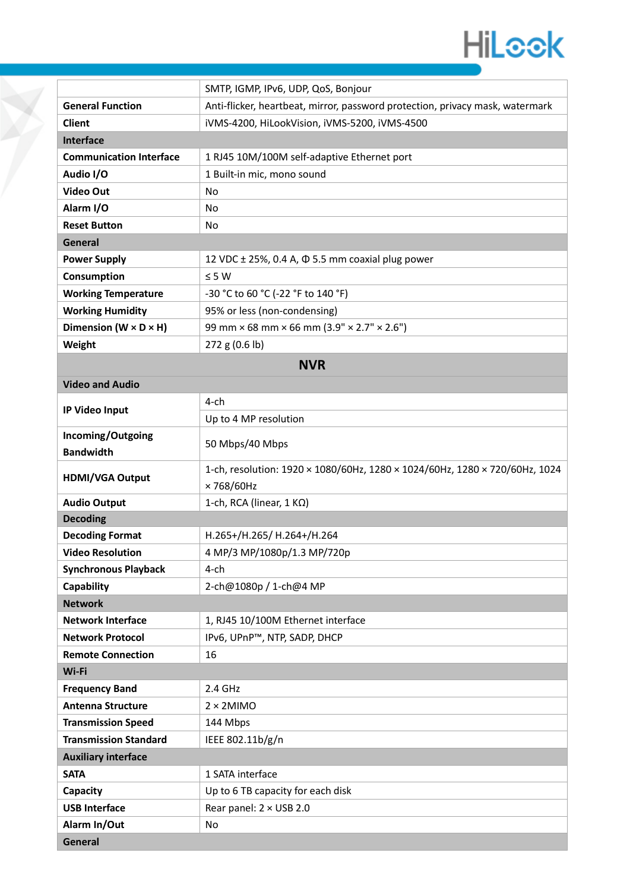| | |
|---|---|
| | SMTP, IGMP, IPv6, UDP, QoS, Bonjour |
| **General Function** | Anti-flicker, heartbeat, mirror, password protection, privacy mask, watermark |
| **Client** | iVMS-4200, HiLookVision, iVMS-5200, iVMS-4500 |
| **Interface** | |
| **Communication Interface** | 1 RJ45 10M/100M self-adaptive Ethernet port |
| **Audio I/O** | 1 Built-in mic, mono sound |
| **Video Out** | No |
| **Alarm I/O** | No |
| **Reset Button** | No |
| **General** | |
| **Power Supply** | 12 VDC ± 25%, 0.4 A, Φ 5.5 mm coaxial plug power |
| **Consumption** | ≤ 5 W |
| **Working Temperature** | -30 °C to 60 °C (-22 °F to 140 °F) |
| **Working Humidity** | 95% or less (non-condensing) |
| **Dimension (W × D × H)** | 99 mm × 68 mm × 66 mm (3.9" × 2.7" × 2.6") |
| **Weight** | 272 g (0.6 lb) |
| **NVR** | |
| **Video and Audio** | |
| **IP Video Input** | 4-ch |
| | Up to 4 MP resolution |
| **Incoming/Outgoing Bandwidth** | 50 Mbps/40 Mbps |
| **HDMI/VGA Output** | 1-ch, resolution: 1920 × 1080/60Hz, 1280 × 1024/60Hz, 1280 × 720/60Hz, 1024 × 768/60Hz |
| **Audio Output** | 1-ch, RCA (linear, 1 KΩ) |
| **Decoding** | |
| **Decoding Format** | H.265+/H.265/ H.264+/H.264 |
| **Video Resolution** | 4 MP/3 MP/1080p/1.3 MP/720p |
| **Synchronous Playback** | 4-ch |
| **Capability** | 2-ch@1080p / 1-ch@4 MP |
| **Network** | |
| **Network Interface** | 1, RJ45 10/100M Ethernet interface |
| **Network Protocol** | IPv6, UPnP™, NTP, SADP, DHCP |
| **Remote Connection** | 16 |
| **Wi-Fi** | |
| **Frequency Band** | 2.4 GHz |
| **Antenna Structure** | 2 × 2MIMO |
| **Transmission Speed** | 144 Mbps |
| **Transmission Standard** | IEEE 802.11b/g/n |
| **Auxiliary interface** | |
| **SATA** | 1 SATA interface |
| **Capacity** | Up to 6 TB capacity for each disk |
| **USB Interface** | Rear panel: 2 × USB 2.0 |
| **Alarm In/Out** | No |
| **General** | |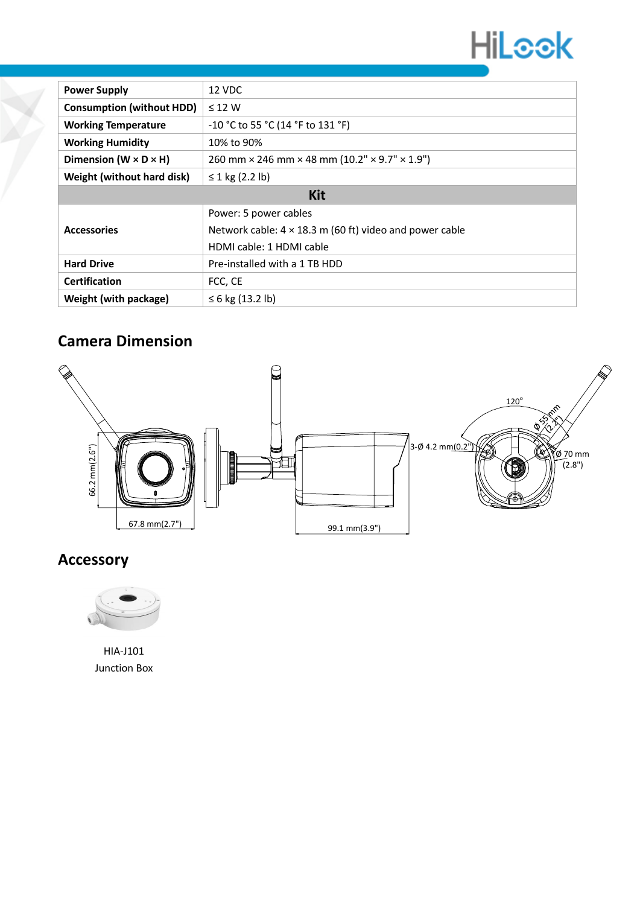| | |
|---|---|
| **Power Supply** | 12 VDC |
| **Consumption (without HDD)** | ≤ 12 W |
| **Working Temperature** | -10 °C to 55 °C (14 °F to 131 °F) |
| **Working Humidity** | 10% to 90% |
| **Dimension (W × D × H)** | 260 mm × 246 mm × 48 mm (10.2" × 9.7" × 1.9") |
| **Weight (without hard disk)** | ≤ 1 kg (2.2 lb) |
| **Kit** | |
| **Accessories** | Power: 5 power cables<br>Network cable: 4 × 18.3 m (60 ft) video and power cable<br>HDMI cable: 1 HDMI cable |
| **Hard Drive** | Pre-installed with a 1 TB HDD |
| **Certification** | FCC, CE |
| **Weight (with package)** | ≤ 6 kg (13.2 lb) |

## Camera Dimension

66.2 mm(2.6")

67.8 mm(2.7")

99.1 mm(3.9")

3-Ø 4.2 mm(0.2")

120°

Ø 55 mm (2.2")

Ø 70 mm (2.8")

## Accessory

HIA-J101
Junction Box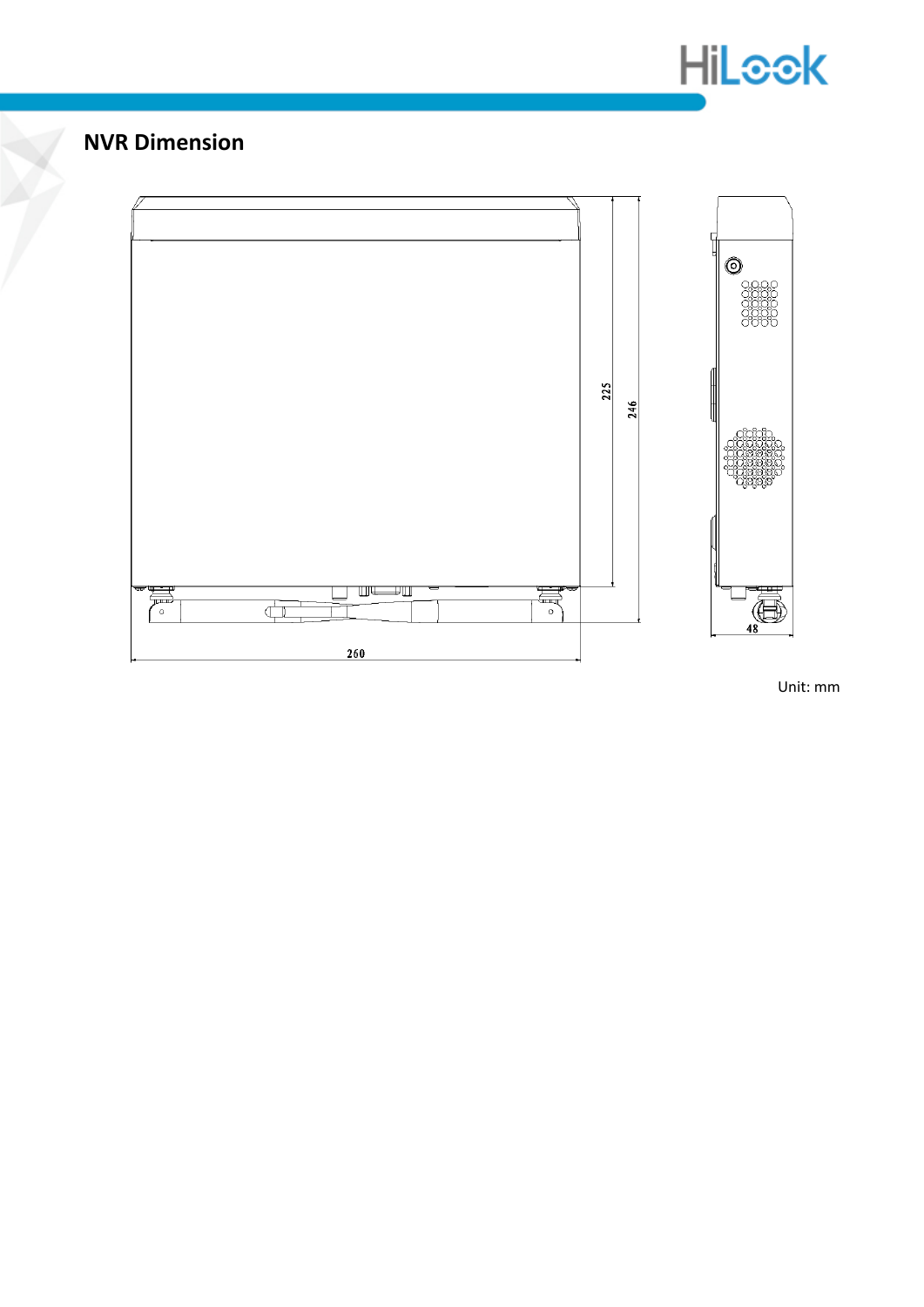## NVR Dimension

260

225

246

48

Unit: mm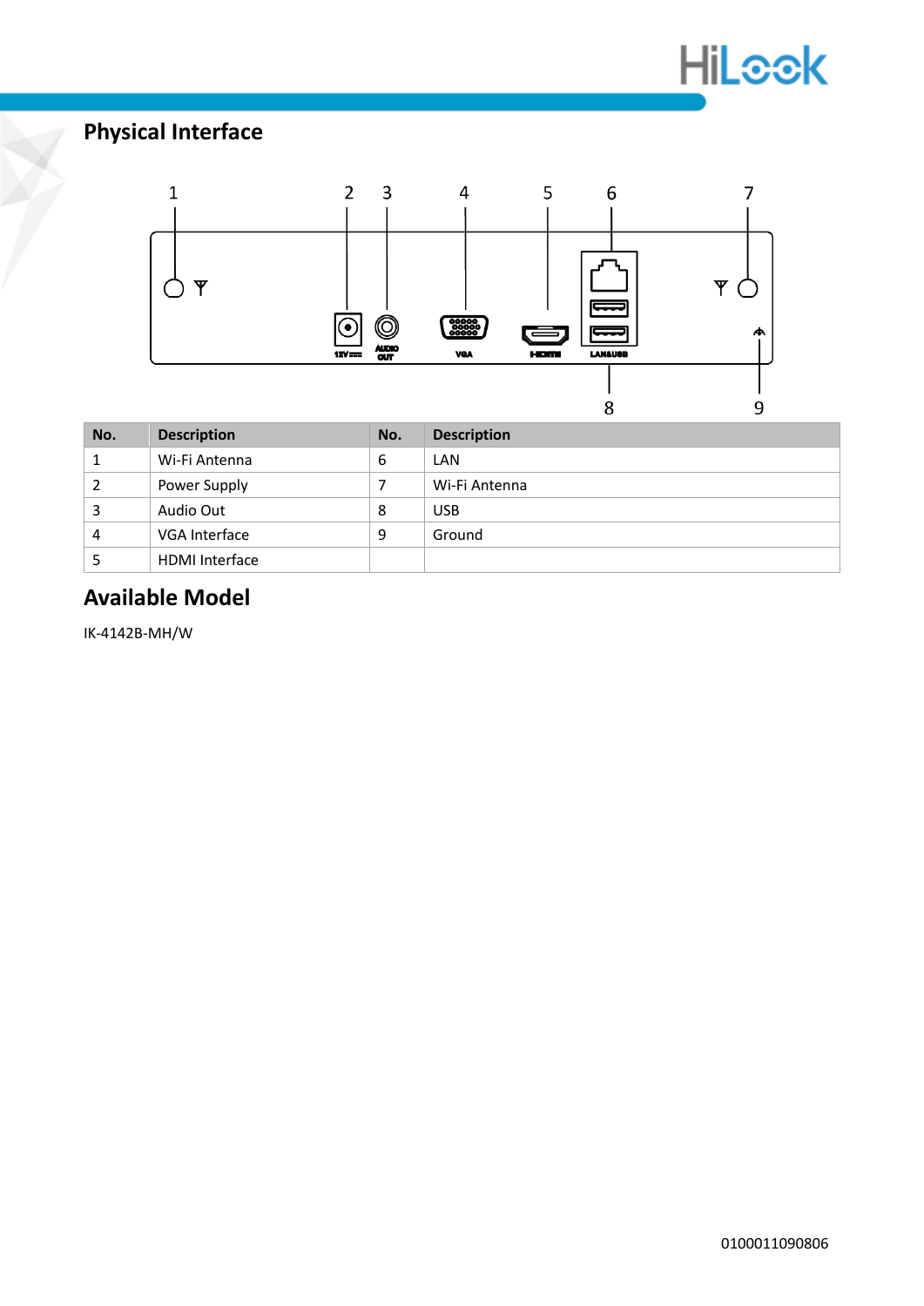## Physical Interface

| No. | Description | No. | Description |
|---|---|---|---|
| 1 | Wi-Fi Antenna | 6 | LAN |
| 2 | Power Supply | 7 | Wi-Fi Antenna |
| 3 | Audio Out | 8 | USB |
| 4 | VGA Interface | 9 | Ground |
| 5 | HDMI Interface | | |

## Available Model

IK-4142B-MH/W

0100011090806